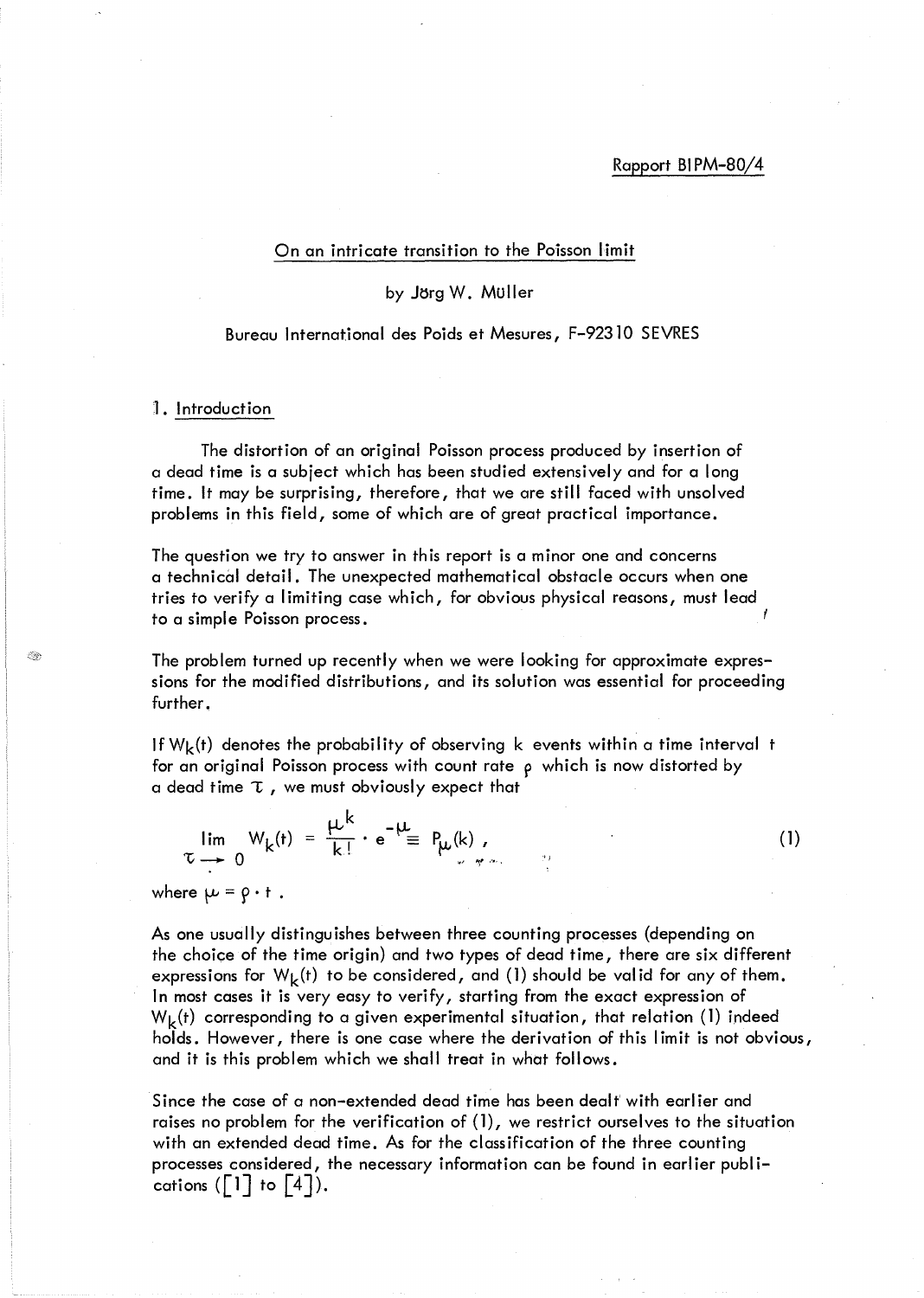Rapport BIPM-80/4

# On an intricate transition to the Poisson limit

by Jörg W. Müller

Bureau International des Poids et Mesures, F-92310 SEVRES

## 1. Introduction

The distortion of an original Poisson process produced by insertion of a dead time is a subject which has been studied extensively and for a long time. It may be surprising, therefore, that we are still faced with unsolved problems in this field, some of which are of great practical importance.

The question we try to answer in this report is a minor one and concerns a technical detail. The unexpected mathematical obstacle occurs when one tries to verify a limiting case which, for obvious physical reasons, must lead to a simple Poisson process.

The problem turned up recently when we were looking for approximate expressions for the modified distributions, and its solution was essential for proceeding further.

If $W_k(t)$ denotes the probability of observing $k$ events within a time interval $t$ for an original Poisson process with count rate $\rho$ which is now distorted by a dead time $\tau$, we must obviously expect that

$$\lim_{\tau \to 0} W_k(t) = \frac{\mu^k}{k!} \cdot e^{-\mu} \equiv P_\mu(k) , \tag{1}$$

where $\mu = \rho \cdot t$.

As one usually distinguishes between three counting processes (depending on the choice of the time origin) and two types of dead time, there are six different expressions for $W_k(t)$ to be considered, and (1) should be valid for any of them. In most cases it is very easy to verify, starting from the exact expression of $W_k(t)$ corresponding to a given experimental situation, that relation (1) indeed holds. However, there is one case where the derivation of this limit is not obvious, and it is this problem which we shall treat in what follows.

Since the case of a non-extended dead time has been dealt with earlier and raises no problem for the verification of (1), we restrict ourselves to the situation with an extended dead time. As for the classification of the three counting processes considered, the necessary information can be found in earlier publications ([1] to [4]).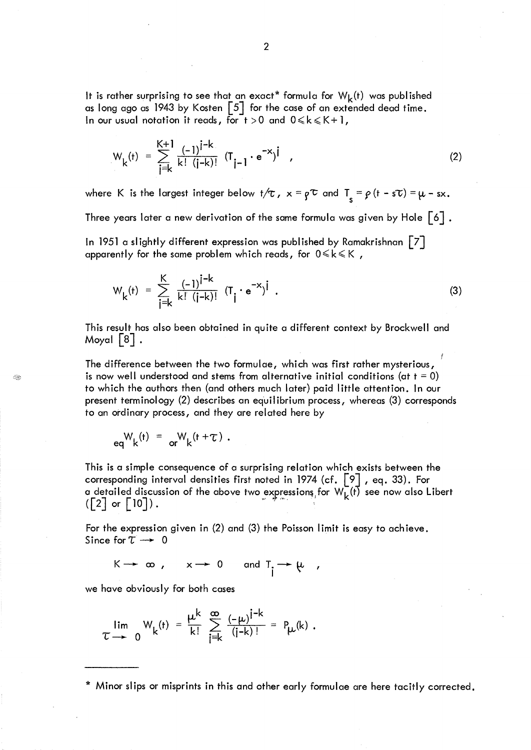It is rather surprising to see that an exact* formula for $W_k(t)$ was published as long ago as 1943 by Kosten [5] for the case of an extended dead time. In our usual notation it reads, for $t > 0$ and $0 \leqslant k \leqslant K+1$,

$$W_k(t) = \sum_{j=k}^{K+1} \frac{(-1)^{j-k}}{k!\,(j-k)!} \left(T_{j-1} \cdot e^{-x}\right)^j , \tag{2}$$

where $K$ is the largest integer below $t/\tau$, $x = \rho\tau$ and $T_s = \rho\,(t - s\tau) = \mu - sx$.

Three years later a new derivation of the same formula was given by Hole [6].

In 1951 a slightly different expression was published by Ramakrishnan [7] apparently for the same problem which reads, for $0 \leqslant k \leqslant K$ ,

$$W_k(t) = \sum_{j=k}^{K} \frac{(-1)^{j-k}}{k!\,(j-k)!} \left(T_j \cdot e^{-x}\right)^j . \tag{3}$$

This result has also been obtained in quite a different context by Brockwell and Moyal [8].

The difference between the two formulae, which was first rather mysterious, is now well understood and stems from alternative initial conditions (at $t = 0$) to which the authors then (and others much later) paid little attention. In our present terminology (2) describes an equilibrium process, whereas (3) corresponds to an ordinary process, and they are related here by

$${}_{eq}W_k(t) = {}_{or}W_k(t + \tau) .$$

This is a simple consequence of a surprising relation which exists between the corresponding interval densities first noted in 1974 (cf. [9], eq. 33). For a detailed discussion of the above two expressions for $W_k(t)$ see now also Libert ([2] or [10]).

For the expression given in (2) and (3) the Poisson limit is easy to achieve. Since for $\tau \rightarrow 0$

$$K \rightarrow \infty , \qquad x \rightarrow 0 \qquad \text{and } T_i \rightarrow \mu ,$$

we have obviously for both cases

$$\lim_{\tau \rightarrow 0} W_k(t) = \frac{\mu^k}{k!} \sum_{j=k}^{\infty} \frac{(-\mu)^{j-k}}{(j-k)!} = P_\mu(k) .$$

---

\* Minor slips or misprints in this and other early formulae are here tacitly corrected.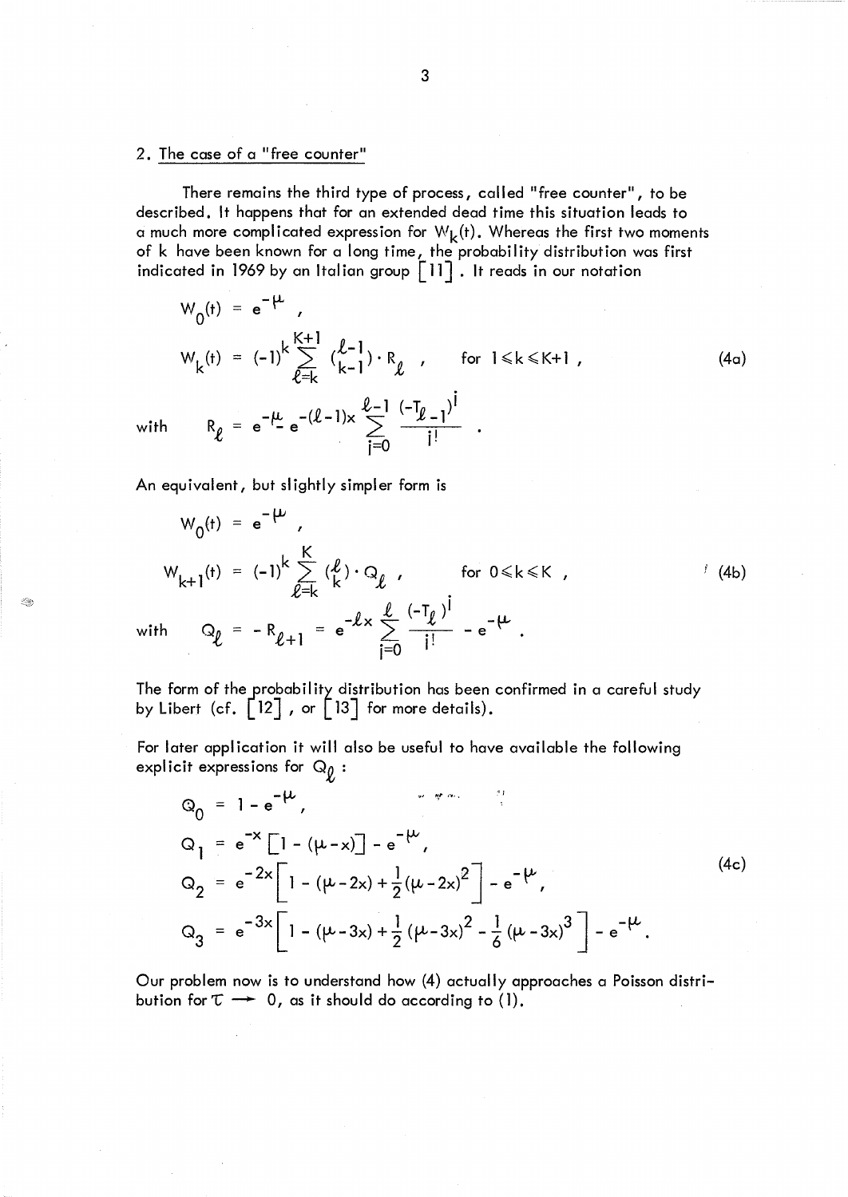## 2. The case of a "free counter"

There remains the third type of process, called "free counter", to be described. It happens that for an extended dead time this situation leads to a much more complicated expression for $W_k(t)$. Whereas the first two moments of k have been known for a long time, the probability distribution was first indicated in 1969 by an Italian group [11]. It reads in our notation

$$
\begin{aligned}
W_0(t) &= e^{-\mu} , \\
W_k(t) &= (-1)^k \sum_{\ell=k}^{K+1} \binom{\ell-1}{k-1} \cdot R_\ell , \qquad \text{for } 1 \leqslant k \leqslant K+1 , \\
\text{with} \quad R_\ell &= e^{-\mu} - e^{-(\ell-1)x} \sum_{i=0}^{\ell-1} \frac{(-T_{\ell-1})^i}{i!} .
\end{aligned}
\tag{4a}
$$

An equivalent, but slightly simpler form is

$$
\begin{aligned}
W_0(t) &= e^{-\mu} , \\
W_{k+1}(t) &= (-1)^k \sum_{\ell=k}^{K} \binom{\ell}{k} \cdot Q_\ell , \qquad \text{for } 0 \leqslant k \leqslant K , \\
\text{with} \quad Q_\ell &= - R_{\ell+1} = e^{-\ell x} \sum_{i=0}^{\ell} \frac{(-T_\ell)^i}{i!} - e^{-\mu} .
\end{aligned}
\tag{4b}
$$

The form of the probability distribution has been confirmed in a careful study by Libert (cf. [12], or [13] for more details).

For later application it will also be useful to have available the following explicit expressions for $Q_\ell$ :

$$
\begin{aligned}
Q_0 &= 1 - e^{-\mu} , \\
Q_1 &= e^{-x} \left[ 1 - (\mu - x) \right] - e^{-\mu} , \\
Q_2 &= e^{-2x} \left[ 1 - (\mu - 2x) + \frac{1}{2} (\mu - 2x)^2 \right] - e^{-\mu} , \\
Q_3 &= e^{-3x} \left[ 1 - (\mu - 3x) + \frac{1}{2} (\mu - 3x)^2 - \frac{1}{6} (\mu - 3x)^3 \right] - e^{-\mu} .
\end{aligned}
\tag{4c}
$$

Our problem now is to understand how (4) actually approaches a Poisson distribution for $\tau \to 0$, as it should do according to (1).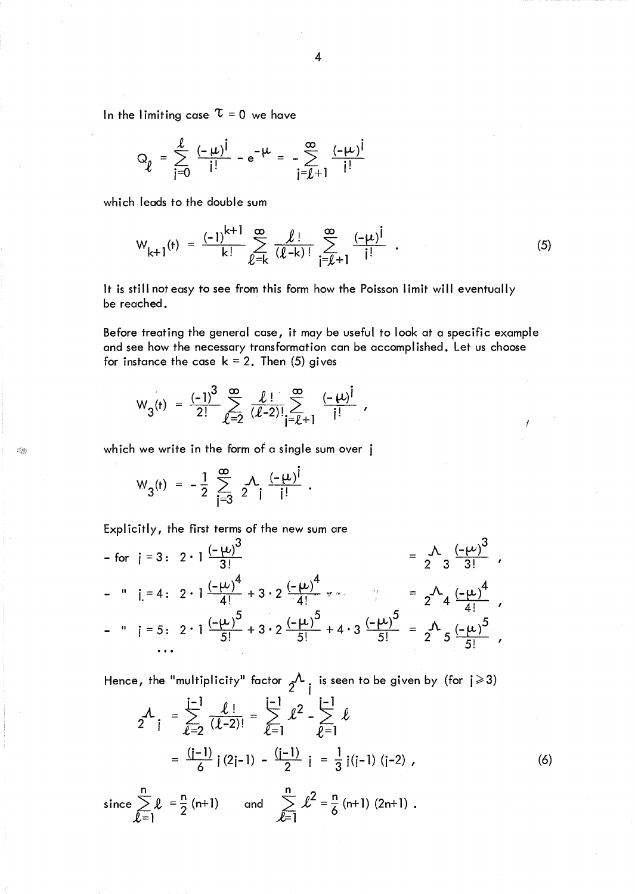In the limiting case $\tau = 0$ we have

$$Q_\ell = \sum_{j=0}^{\ell} \frac{(-\mu)^j}{j!} - e^{-\mu} = - \sum_{j=\ell+1}^{\infty} \frac{(-\mu)^j}{j!}$$

which leads to the double sum

$$W_{k+1}(t) = \frac{(-1)^{k+1}}{k!} \sum_{\ell=k}^{\infty} \frac{\ell!}{(\ell-k)!} \sum_{j=\ell+1}^{\infty} \frac{(-\mu)^j}{j!} . \tag{5}$$

It is still not easy to see from this form how the Poisson limit will eventually be reached.

Before treating the general case, it may be useful to look at a specific example and see how the necessary transformation can be accomplished. Let us choose for instance the case $k = 2$. Then (5) gives

$$W_3(t) = \frac{(-1)^3}{2!} \sum_{\ell=2}^{\infty} \frac{\ell!}{(\ell-2)!} \sum_{j=\ell+1}^{\infty} \frac{(-\mu)^j}{j!} ,$$

which we write in the form of a single sum over $j$

$$W_3(t) = -\frac{1}{2} \sum_{j=3}^{\infty} {}_2\Lambda_j \frac{(-\mu)^j}{j!} .$$

Explicitly, the first terms of the new sum are

- for $j = 3$: $\quad 2 \cdot 1 \frac{(-\mu)^3}{3!} = {}_2\Lambda_3 \frac{(-\mu)^3}{3!}$ ,
- " $j = 4$: $\quad 2 \cdot 1 \frac{(-\mu)^4}{4!} + 3 \cdot 2 \frac{(-\mu)^4}{4!} = {}_2\Lambda_4 \frac{(-\mu)^4}{4!}$ ,
- " $j = 5$: $\quad 2 \cdot 1 \frac{(-\mu)^5}{5!} + 3 \cdot 2 \frac{(-\mu)^5}{5!} + 4 \cdot 3 \frac{(-\mu)^5}{5!} = {}_2\Lambda_5 \frac{(-\mu)^5}{5!}$ ,

...

Hence, the "multiplicity" factor ${}_2\Lambda_j$ is seen to be given by (for $j \geq 3$)

$$\begin{aligned} {}_2\Lambda_j &= \sum_{\ell=2}^{j-1} \frac{\ell!}{(\ell-2)!} = \sum_{\ell=1}^{j-1} \ell^2 - \sum_{\ell=1}^{j-1} \ell \\ &= \frac{(j-1)}{6} j (2j-1) - \frac{(j-1)}{2} j = \frac{1}{3} j(j-1)(j-2) , \end{aligned} \tag{6}$$

since $\sum_{\ell=1}^{n} \ell = \frac{n}{2}(n+1)$ and $\sum_{\ell=1}^{n} \ell^2 = \frac{n}{6}(n+1)(2n+1)$ .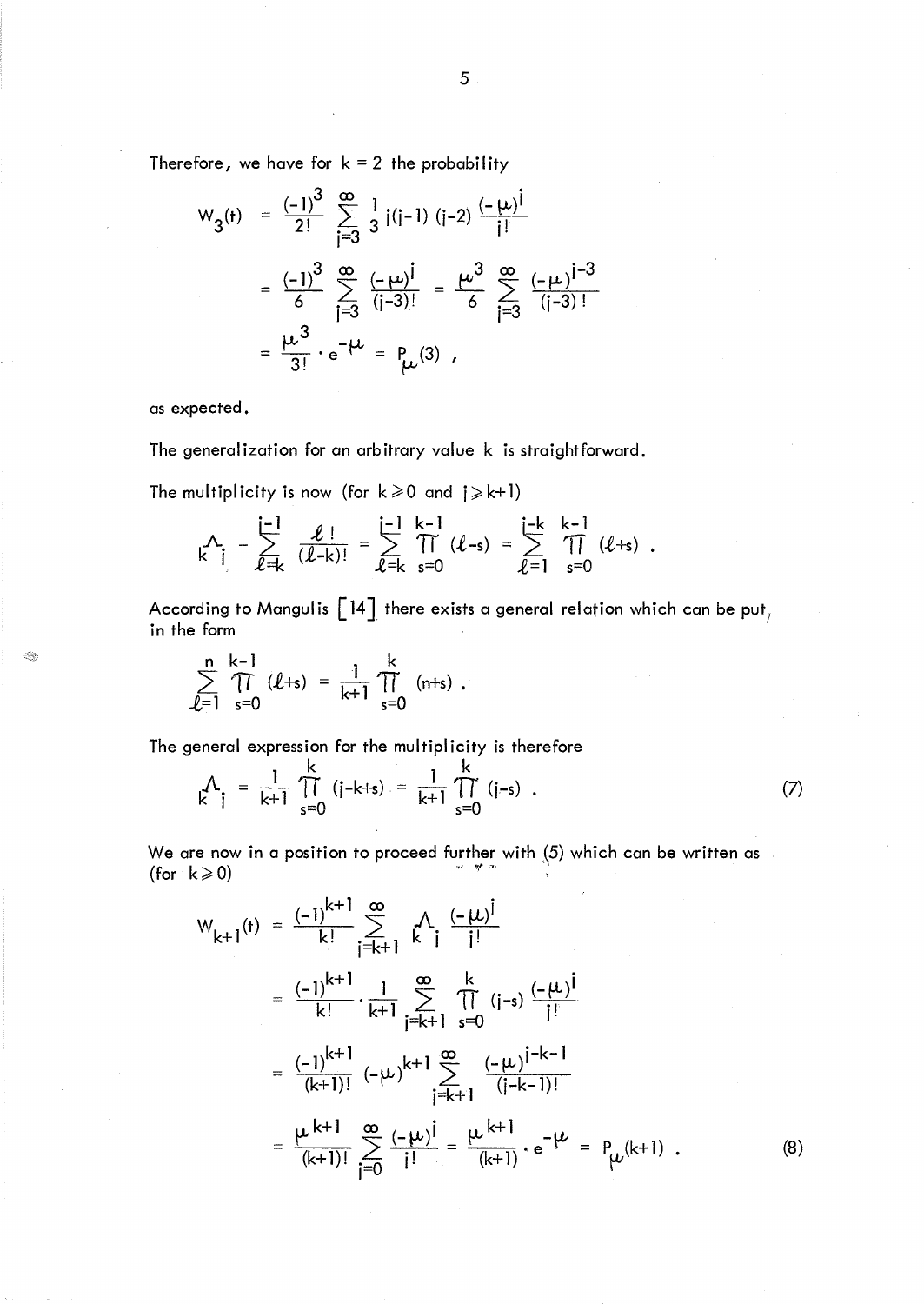Therefore, we have for k = 2 the probability

$$W_3(t) = \frac{(-1)^3}{2!} \sum_{j=3}^{\infty} \frac{1}{3}\, j(j-1)(j-2) \frac{(-\mu)^j}{j!}$$

$$= \frac{(-1)^3}{6} \sum_{j=3}^{\infty} \frac{(-\mu)^j}{(j-3)!} = \frac{\mu^3}{6} \sum_{j=3}^{\infty} \frac{(-\mu)^{j-3}}{(j-3)!}$$

$$= \frac{\mu^3}{3!} \cdot e^{-\mu} = P_\mu(3) \;,$$

as expected.

The generalization for an arbitrary value k is straightforward.

The multiplicity is now (for $k \geqslant 0$ and $j \geqslant k+1$)

$$\Lambda_{k\, j} = \sum_{\ell=k}^{j-1} \frac{\ell!}{(\ell-k)!} = \sum_{\ell=k}^{j-1} \prod_{s=0}^{k-1} (\ell-s) = \sum_{\ell=1}^{j-k} \prod_{s=0}^{k-1} (\ell+s) \;.$$

According to Mangulis [14] there exists a general relation which can be put in the form

$$\sum_{\ell=1}^{n} \prod_{s=0}^{k-1} (\ell+s) = \frac{1}{k+1} \prod_{s=0}^{k} (n+s) \;.$$

The general expression for the multiplicity is therefore

$$\Lambda_{k\, j} = \frac{1}{k+1} \prod_{s=0}^{k} (j-k+s) = \frac{1}{k+1} \prod_{s=0}^{k} (j-s) \;. \tag{7}$$

We are now in a position to proceed further with (5) which can be written as (for $k \geqslant 0$)

$$W_{k+1}(t) = \frac{(-1)^{k+1}}{k!} \sum_{j=k+1}^{\infty} \Lambda_{k\, j} \frac{(-\mu)^j}{j!}$$

$$= \frac{(-1)^{k+1}}{k!} \cdot \frac{1}{k+1} \sum_{j=k+1}^{\infty} \prod_{s=0}^{k} (j-s) \frac{(-\mu)^j}{j!}$$

$$= \frac{(-1)^{k+1}}{(k+1)!} (-\mu)^{k+1} \sum_{j=k+1}^{\infty} \frac{(-\mu)^{j-k-1}}{(j-k-1)!}$$

$$= \frac{\mu^{k+1}}{(k+1)!} \sum_{j=0}^{\infty} \frac{(-\mu)^j}{j!} = \frac{\mu^{k+1}}{(k+1)} \cdot e^{-\mu} = P_\mu(k+1) \;. \tag{8}$$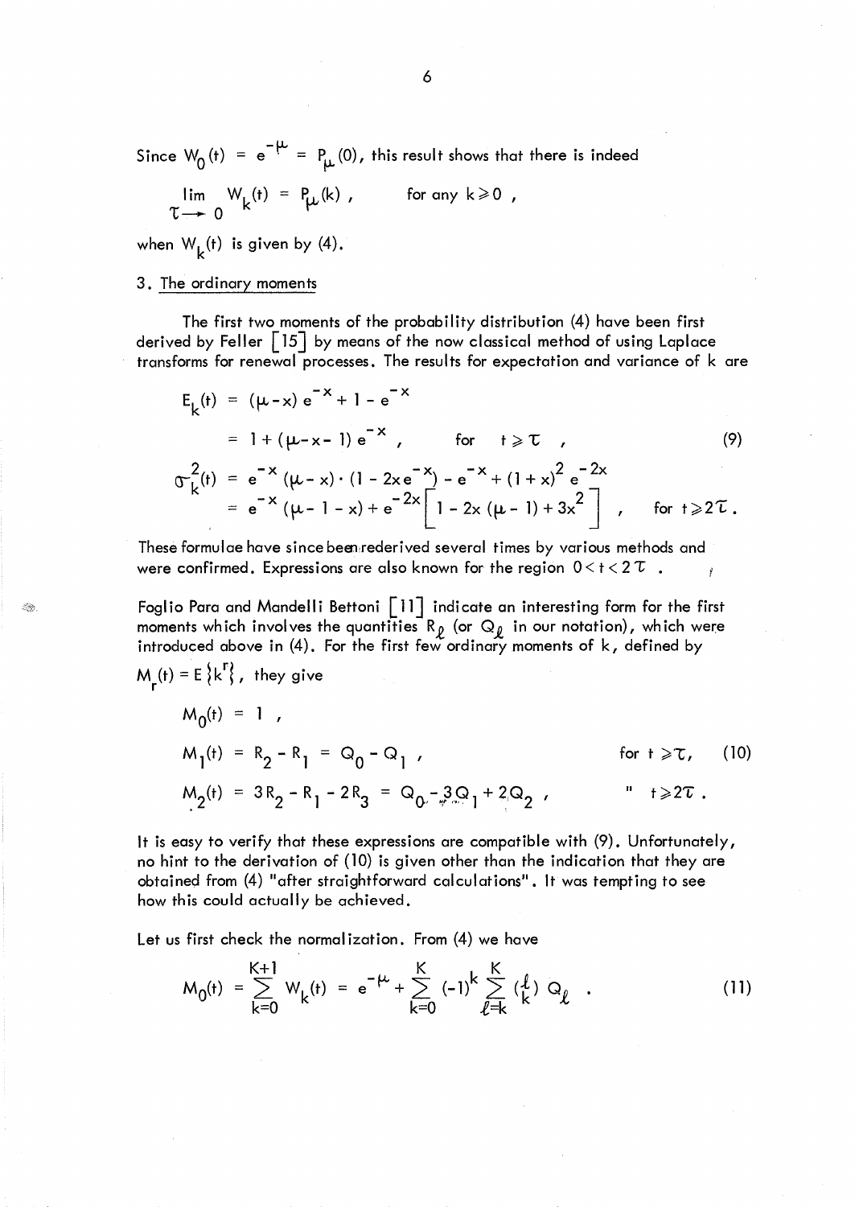Since $W_0(t) = e^{-\mu} = P_\mu(0)$, this result shows that there is indeed

$$\lim_{\tau \to 0} W_k(t) = P_\mu(k) , \qquad \text{for any } k \geqslant 0 ,$$

when $W_k(t)$ is given by (4).

## 3. The ordinary moments

The first two moments of the probability distribution (4) have been first derived by Feller [15] by means of the now classical method of using Laplace transforms for renewal processes. The results for expectation and variance of k are

$$\begin{aligned} E_k(t) &= (\mu - x)\, e^{-x} + 1 - e^{-x} \\ &= 1 + (\mu - x - 1)\, e^{-x} , \qquad \text{for} \quad t \geqslant \tau , \end{aligned} \tag{9}$$

$$\begin{aligned} \sigma_k^2(t) &= e^{-x}(\mu - x) \cdot (1 - 2x e^{-x}) - e^{-x} + (1+x)^2 e^{-2x} \\ &= e^{-x}(\mu - 1 - x) + e^{-2x}\left[ 1 - 2x(\mu - 1) + 3x^2 \right] , \qquad \text{for } t \geqslant 2\tau . \end{aligned}$$

These formulae have since been rederived several times by various methods and were confirmed. Expressions are also known for the region $0 < t < 2\tau$ .

Foglio Para and Mandelli Bettoni [11] indicate an interesting form for the first moments which involves the quantities $R_\ell$ (or $Q_\ell$ in our notation), which were introduced above in (4). For the first few ordinary moments of k, defined by $M_r(t) = E\{k^r\}$, they give

$$\begin{aligned} M_0(t) &= 1 , \\ M_1(t) &= R_2 - R_1 = Q_0 - Q_1 , & \text{for } t \geqslant \tau, \qquad (10) \\ M_2(t) &= 3R_2 - R_1 - 2R_3 = Q_0 - 3Q_1 + 2Q_2 , & \text{"} \quad t \geqslant 2\tau . \end{aligned}$$

It is easy to verify that these expressions are compatible with (9). Unfortunately, no hint to the derivation of (10) is given other than the indication that they are obtained from (4) "after straightforward calculations". It was tempting to see how this could actually be achieved.

Let us first check the normalization. From (4) we have

$$M_0(t) = \sum_{k=0}^{K+1} W_k(t) = e^{-\mu} + \sum_{k=0}^{K} (-1)^k \sum_{\ell=k}^{K} \binom{\ell}{k} Q_\ell . \tag{11}$$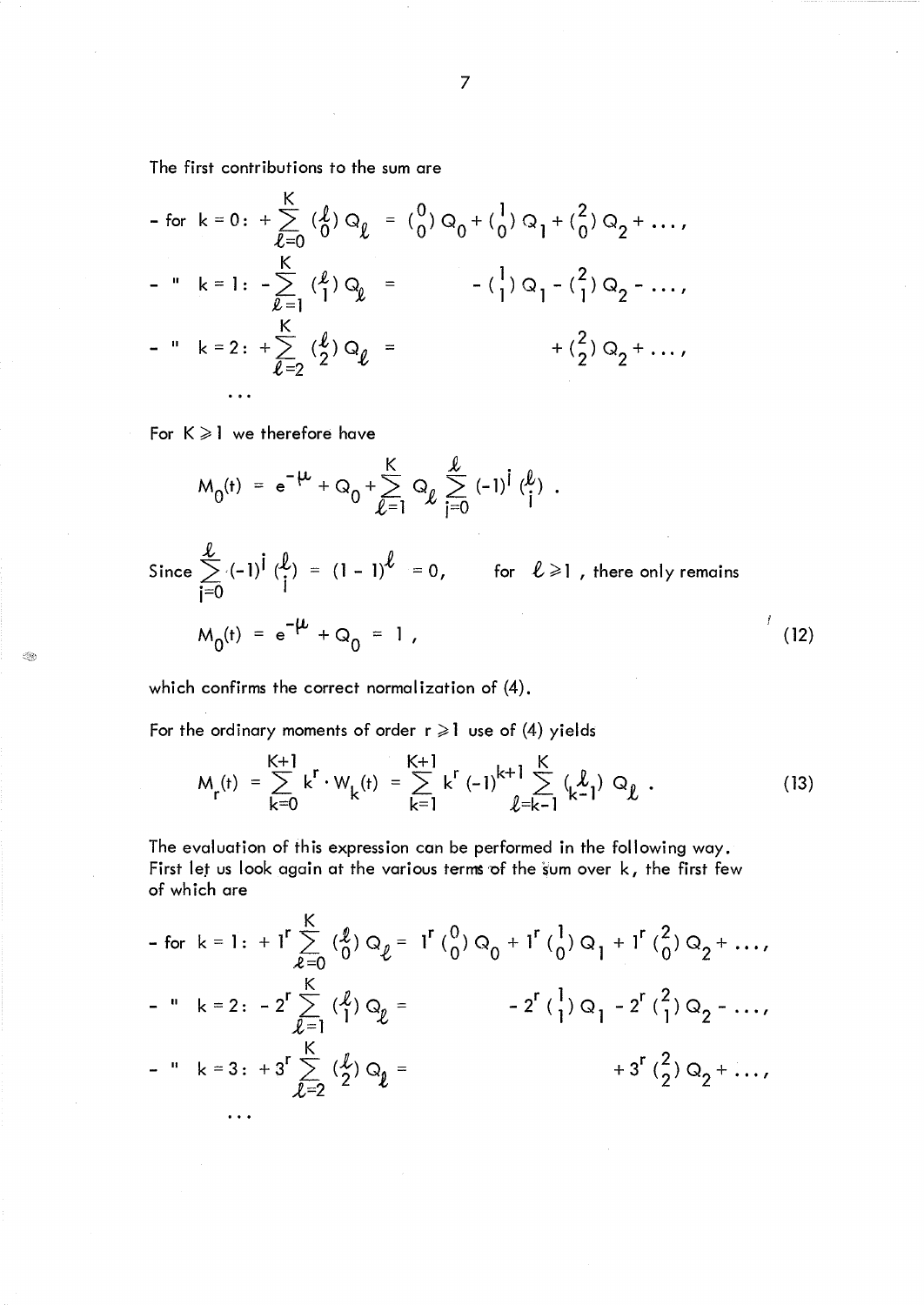The first contributions to the sum are

$$
\begin{aligned}
&- \text{for } k=0: +\sum_{\ell=0}^{K} \binom{\ell}{0} Q_\ell = \binom{0}{0} Q_0 + \binom{1}{0} Q_1 + \binom{2}{0} Q_2 + \ldots, \\
&- \text{"} \quad k=1: -\sum_{\ell=1}^{K} \binom{\ell}{1} Q_\ell = \qquad\qquad - \binom{1}{1} Q_1 - \binom{2}{1} Q_2 - \ldots, \\
&- \text{"} \quad k=2: +\sum_{\ell=2}^{K} \binom{\ell}{2} Q_\ell = \qquad\qquad\qquad\qquad + \binom{2}{2} Q_2 + \ldots, \\
&\quad \ldots
\end{aligned}
$$

For $K \geqslant 1$ we therefore have

$$
M_0(t) = e^{-\mu} + Q_0 + \sum_{\ell=1}^{K} Q_\ell \sum_{i=0}^{\ell} (-1)^i \binom{\ell}{i} .
$$

Since $\sum_{i=0}^{\ell} (-1)^i \binom{\ell}{i} = (1-1)^\ell = 0$, for $\ell \geqslant 1$, there only remains

$$
M_0(t) = e^{-\mu} + Q_0 = 1 , \tag{12}
$$

which confirms the correct normalization of (4).

For the ordinary moments of order $r \geqslant 1$ use of (4) yields

$$
M_r(t) = \sum_{k=0}^{K+1} k^r \cdot W_k(t) = \sum_{k=1}^{K+1} k^r (-1)^{k+1} \sum_{\ell=k-1}^{K} \binom{\ell}{k-1} Q_\ell . \tag{13}
$$

The evaluation of this expression can be performed in the following way. First let us look again at the various terms of the sum over $k$, the first few of which are

$$
\begin{aligned}
&- \text{for } k=1: +1^r \sum_{\ell=0}^{K} \binom{\ell}{0} Q_\ell = 1^r \binom{0}{0} Q_0 + 1^r \binom{1}{0} Q_1 + 1^r \binom{2}{0} Q_2 + \ldots, \\
&- \text{"} \quad k=2: -2^r \sum_{\ell=1}^{K} \binom{\ell}{1} Q_\ell = \qquad\qquad - 2^r \binom{1}{1} Q_1 - 2^r \binom{2}{1} Q_2 - \ldots, \\
&- \text{"} \quad k=3: +3^r \sum_{\ell=2}^{K} \binom{\ell}{2} Q_\ell = \qquad\qquad\qquad\qquad + 3^r \binom{2}{2} Q_2 + \ldots, \\
&\quad \ldots
\end{aligned}
$$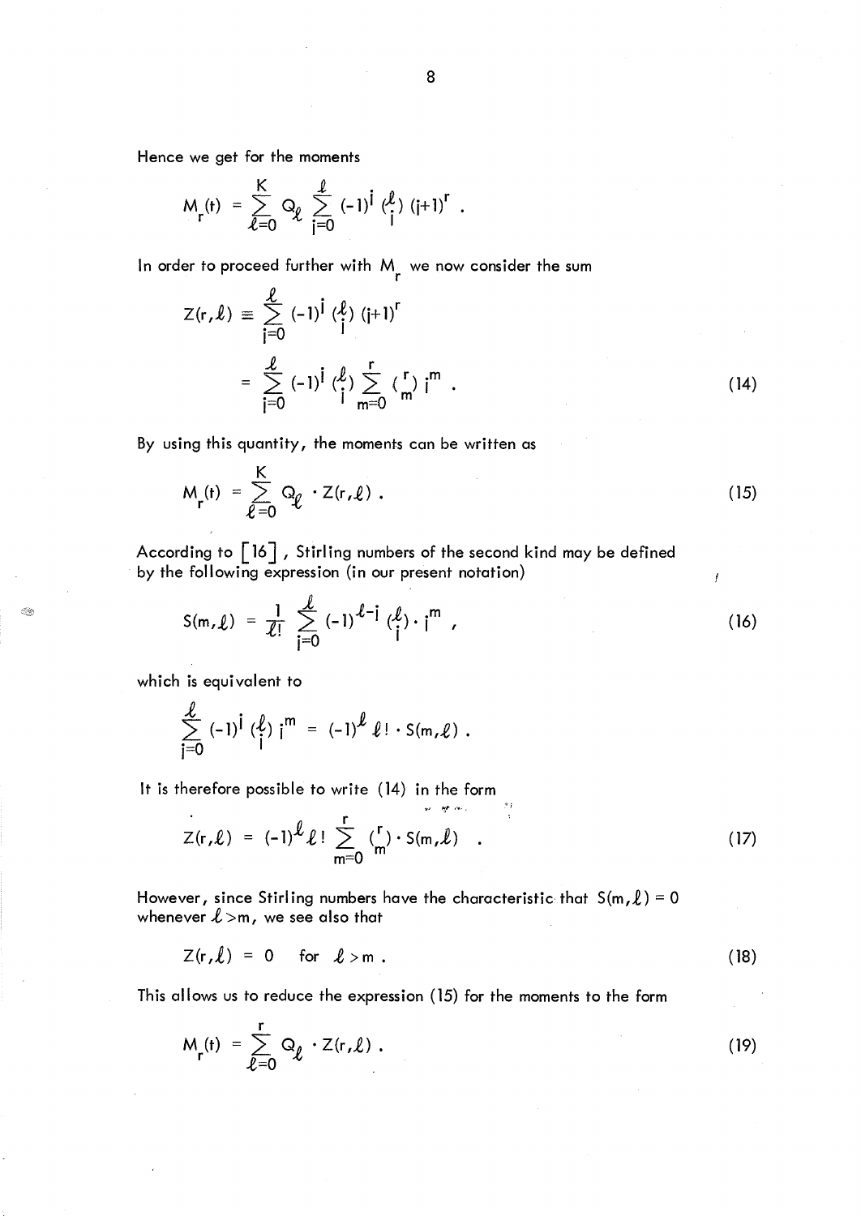Hence we get for the moments

$$M_r(t) = \sum_{\ell=0}^{K} Q_\ell \sum_{j=0}^{\ell} (-1)^j \binom{\ell}{j} (j+1)^r .$$

In order to proceed further with $M_r$ we now consider the sum

$$\begin{aligned} Z(r,\ell) &\equiv \sum_{j=0}^{\ell} (-1)^j \binom{\ell}{j} (j+1)^r \\ &= \sum_{j=0}^{\ell} (-1)^j \binom{\ell}{j} \sum_{m=0}^{r} \binom{r}{m} j^m . \end{aligned} \tag{14}$$

By using this quantity, the moments can be written as

$$M_r(t) = \sum_{\ell=0}^{K} Q_\ell \cdot Z(r,\ell) . \tag{15}$$

According to [16], Stirling numbers of the second kind may be defined by the following expression (in our present notation)

$$S(m,\ell) = \frac{1}{\ell!} \sum_{j=0}^{\ell} (-1)^{\ell-j} \binom{\ell}{j} \cdot j^m , \tag{16}$$

which is equivalent to

$$\sum_{j=0}^{\ell} (-1)^j \binom{\ell}{j} j^m = (-1)^\ell \ell! \cdot S(m,\ell) .$$

It is therefore possible to write (14) in the form

$$Z(r,\ell) = (-1)^\ell \ell! \sum_{m=0}^{r} \binom{r}{m} \cdot S(m,\ell) . \tag{17}$$

However, since Stirling numbers have the characteristic that $S(m,\ell) = 0$ whenever $\ell > m$, we see also that

$$Z(r,\ell) = 0 \quad \text{for} \quad \ell > m . \tag{18}$$

This allows us to reduce the expression (15) for the moments to the form

$$M_r(t) = \sum_{\ell=0}^{r} Q_\ell \cdot Z(r,\ell) . \tag{19}$$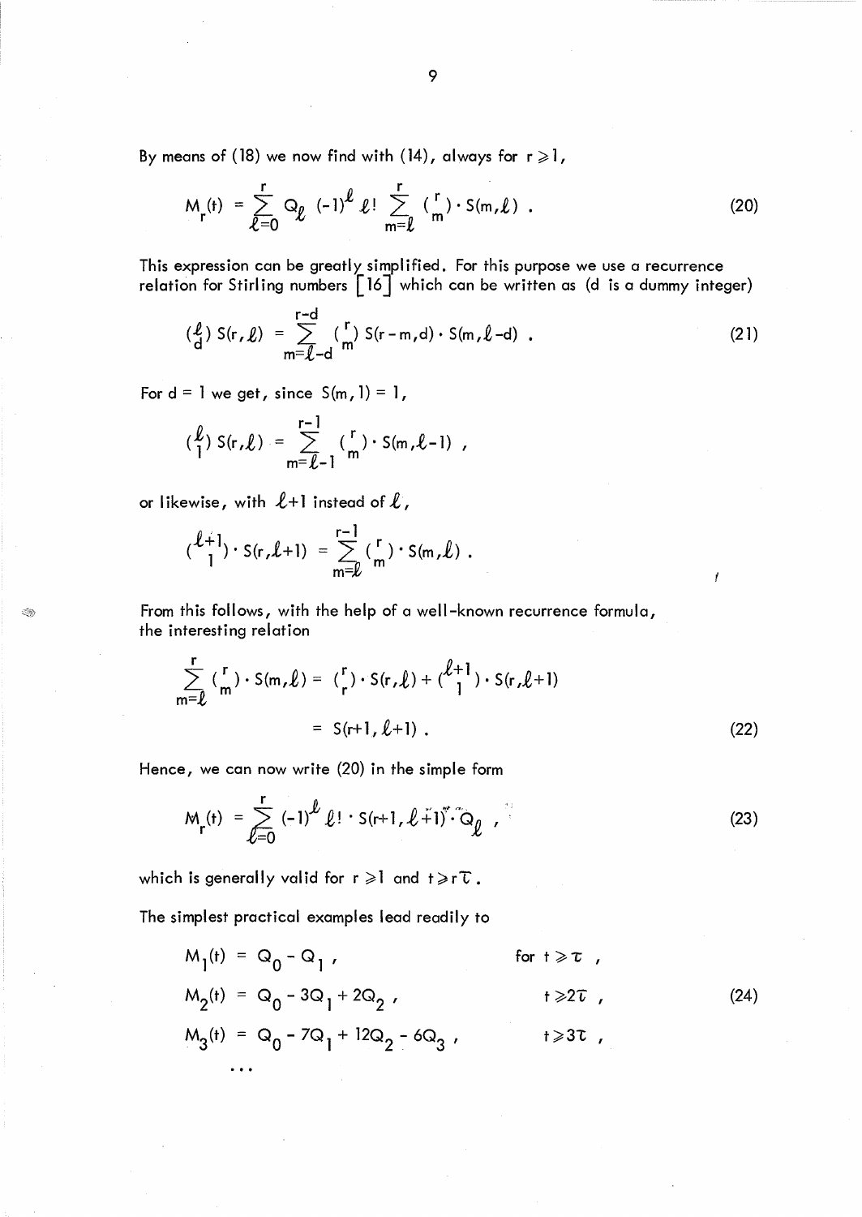By means of (18) we now find with (14), always for $r \geqslant 1$,

$$M_r(t) = \sum_{\ell=0}^{r} Q_\ell \,(-1)^\ell \,\ell! \sum_{m=\ell}^{r} \binom{r}{m} \cdot S(m,\ell) \,. \tag{20}$$

This expression can be greatly simplified. For this purpose we use a recurrence relation for Stirling numbers [16] which can be written as (d is a dummy integer)

$$\binom{\ell}{d} S(r,\ell) = \sum_{m=\ell-d}^{r-d} \binom{r}{m} S(r-m,d) \cdot S(m,\ell-d) \,. \tag{21}$$

For $d = 1$ we get, since $S(m,1) = 1$,

$$\binom{\ell}{1} S(r,\ell) = \sum_{m=\ell-1}^{r-1} \binom{r}{m} \cdot S(m,\ell-1) \,,$$

or likewise, with $\ell+1$ instead of $\ell$,

$$\binom{\ell+1}{1} \cdot S(r,\ell+1) = \sum_{m=\ell}^{r-1} \binom{r}{m} \cdot S(m,\ell) \,.$$

From this follows, with the help of a well-known recurrence formula, the interesting relation

$$\begin{aligned}\sum_{m=\ell}^{r} \binom{r}{m} \cdot S(m,\ell) &= \binom{r}{r} \cdot S(r,\ell) + \binom{\ell+1}{1} \cdot S(r,\ell+1) \\ &= S(r+1,\ell+1) \,.\end{aligned} \tag{22}$$

Hence, we can now write (20) in the simple form

$$M_r(t) = \sum_{\ell=0}^{r} (-1)^\ell \,\ell! \cdot S(r+1,\ell+1) \cdot Q_\ell \,, \tag{23}$$

which is generally valid for $r \geqslant 1$ and $t \geqslant r\tau$.

The simplest practical examples lead readily to

$$\begin{aligned}
M_1(t) &= Q_0 - Q_1 \,, && \text{for } t \geqslant \tau \,, \\
M_2(t) &= Q_0 - 3Q_1 + 2Q_2 \,, && t \geqslant 2\tau \,, \\
M_3(t) &= Q_0 - 7Q_1 + 12Q_2 - 6Q_3 \,, && t \geqslant 3\tau \,, \\
&\dots
\end{aligned} \tag{24}$$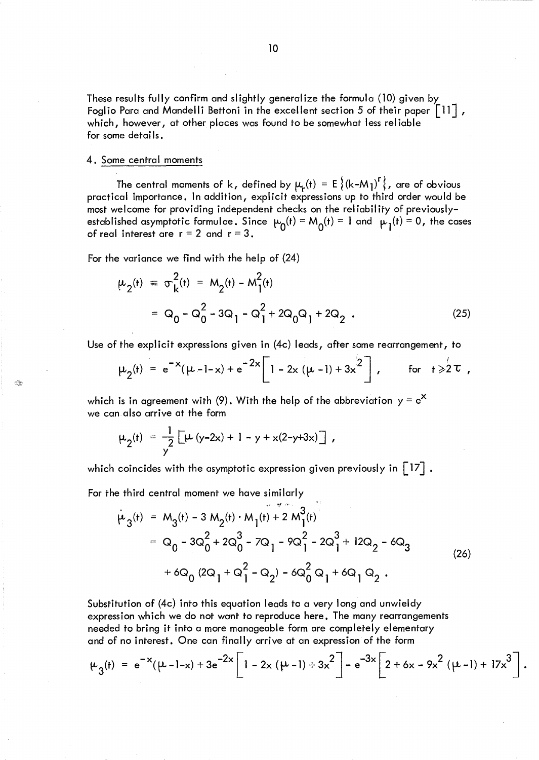These results fully confirm and slightly generalize the formula (10) given by Foglio Para and Mandelli Bettoni in the excellent section 5 of their paper [11], which, however, at other places was found to be somewhat less reliable for some details.

## 4. Some central moments

The central moments of k, defined by $\mu_r(t) = E\{(k-M_1)^r\}$, are of obvious practical importance. In addition, explicit expressions up to third order would be most welcome for providing independent checks on the reliability of previously-established asymptotic formulae. Since $\mu_0(t) = M_0(t) = 1$ and $\mu_1(t) = 0$, the cases of real interest are $r = 2$ and $r = 3$.

For the variance we find with the help of (24)

$$
\begin{aligned}
\mu_2(t) \equiv \sigma_k^2(t) &= M_2(t) - M_1^2(t) \\
&= Q_0 - Q_0^2 - 3Q_1 - Q_1^2 + 2Q_0Q_1 + 2Q_2 \, .
\end{aligned}
\tag{25}
$$

Use of the explicit expressions given in (4c) leads, after some rearrangement, to

$$
\mu_2(t) = e^{-x}(\mu - 1 - x) + e^{-2x}\left[1 - 2x(\mu - 1) + 3x^2\right] , \qquad \text{for } t \geq 2\tau ,
$$

which is in agreement with (9). With the help of the abbreviation $y = e^x$ we can also arrive at the form

$$
\mu_2(t) = \frac{1}{y^2}\left[\mu(y - 2x) + 1 - y + x(2 - y + 3x)\right] ,
$$

which coincides with the asymptotic expression given previously in [17].

For the third central moment we have similarly

$$
\begin{aligned}
\mu_3(t) &= M_3(t) - 3\,M_2(t)\cdot M_1(t) + 2\,M_1^3(t) \\
&= Q_0 - 3Q_0^2 + 2Q_0^3 - 7Q_1 - 9Q_1^2 - 2Q_1^3 + 12Q_2 - 6Q_3 \\
&\quad + 6Q_0\,(2Q_1 + Q_1^2 - Q_2) - 6Q_0^2\,Q_1 + 6Q_1\,Q_2 \, .
\end{aligned}
\tag{26}
$$

Substitution of (4c) into this equation leads to a very long and unwieldy expression which we do not want to reproduce here. The many rearrangements needed to bring it into a more manageable form are completely elementary and of no interest. One can finally arrive at an expression of the form

$$
\mu_3(t) = e^{-x}(\mu - 1 - x) + 3e^{-2x}\left[1 - 2x(\mu - 1) + 3x^2\right] - e^{-3x}\left[2 + 6x - 9x^2(\mu - 1) + 17x^3\right] .
$$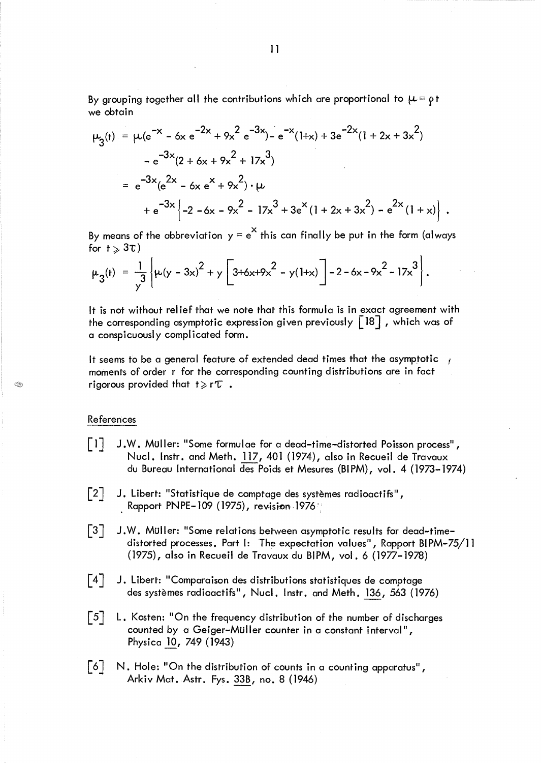By grouping together all the contributions which are proportional to $\mu = \rho t$ we obtain

$$
\begin{aligned}
\mu_3(t) &= \mu(e^{-x} - 6x\,e^{-2x} + 9x^2\,e^{-3x}) - e^{-x}(1+x) + 3e^{-2x}(1 + 2x + 3x^2) \\
&\quad - e^{-3x}(2 + 6x + 9x^2 + 17x^3) \\
&= e^{-3x}(e^{2x} - 6x\,e^{x} + 9x^2) \cdot \mu \\
&\quad + e^{-3x}\left\{-2 - 6x - 9x^2 - 17x^3 + 3e^{x}(1 + 2x + 3x^2) - e^{2x}(1 + x)\right\} .
\end{aligned}
$$

By means of the abbreviation $y = e^x$ this can finally be put in the form (always for $t \geqslant 3\tau$)

$$
\mu_3(t) = \frac{1}{y^3}\left\{\mu(y - 3x)^2 + y\left[3+6x+9x^2 - y(1+x)\right] - 2 - 6x - 9x^2 - 17x^3\right\} .
$$

It is not without relief that we note that this formula is in exact agreement with the corresponding asymptotic expression given previously [18], which was of a conspicuously complicated form.

It seems to be a general feature of extended dead times that the asymptotic moments of order r for the corresponding counting distributions are in fact rigorous provided that $t \geqslant r\tau$ .

## References

[1] J.W. Müller: "Some formulae for a dead-time-distorted Poisson process", Nucl. Instr. and Meth. 117, 401 (1974), also in Recueil de Travaux du Bureau International des Poids et Mesures (BIPM), vol. 4 (1973-1974)

[2] J. Libert: "Statistique de comptage des systèmes radioactifs", Rapport PNPE-109 (1975), revision 1976

[3] J.W. Müller: "Some relations between asymptotic results for dead-time-distorted processes. Part I: The expectation values", Rapport BIPM-75/11 (1975), also in Recueil de Travaux du BIPM, vol. 6 (1977-1978)

[4] J. Libert: "Comparaison des distributions statistiques de comptage des systèmes radioactifs", Nucl. Instr. and Meth. 136, 563 (1976)

[5] L. Kosten: "On the frequency distribution of the number of discharges counted by a Geiger-Müller counter in a constant interval", Physica 10, 749 (1943)

[6] N. Hole: "On the distribution of counts in a counting apparatus", Arkiv Mat. Astr. Fys. 33B, no. 8 (1946)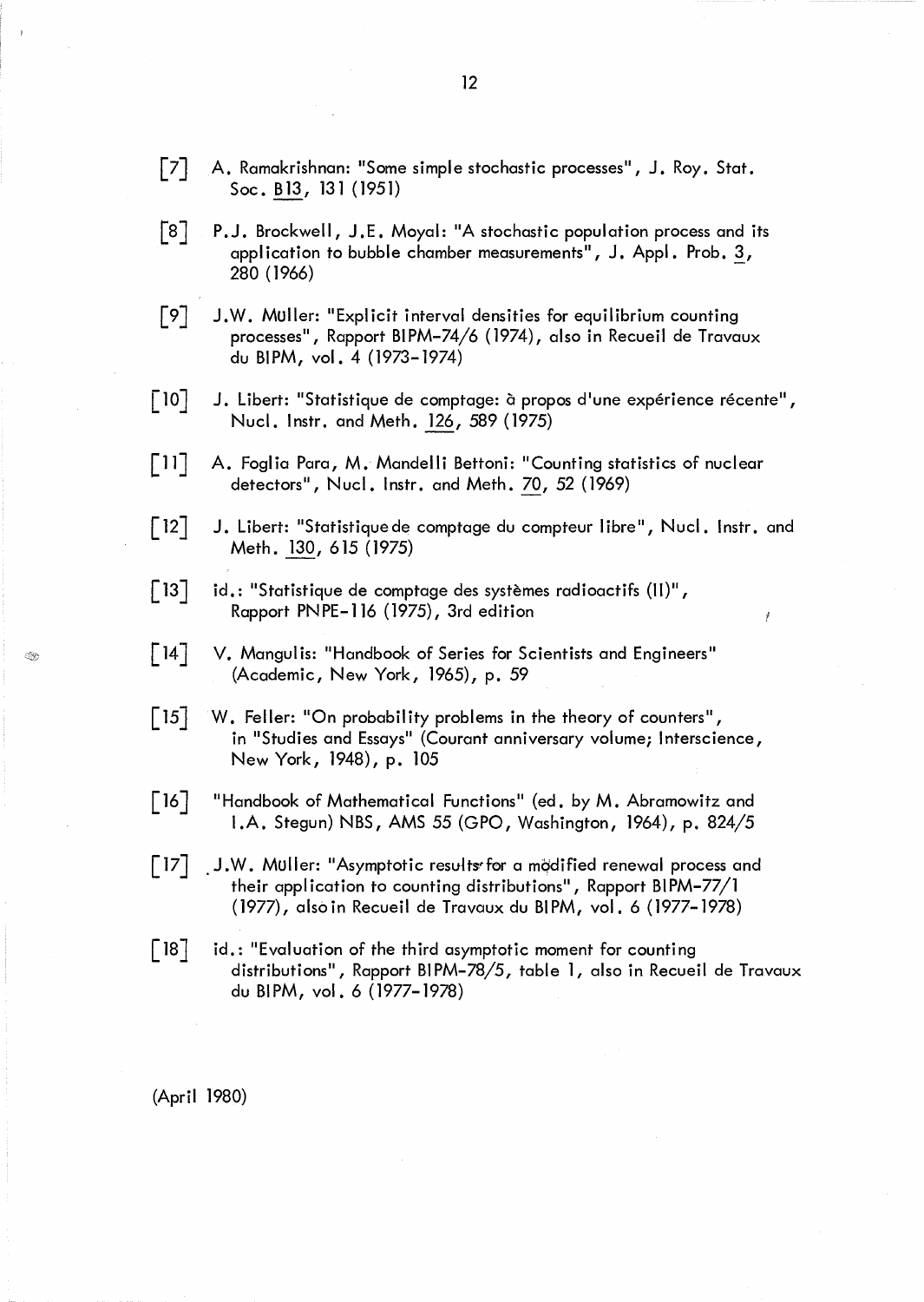[7] A. Ramakrishnan: "Some simple stochastic processes", J. Roy. Stat. Soc. B13, 131 (1951)

[8] P.J. Brockwell, J.E. Moyal: "A stochastic population process and its application to bubble chamber measurements", J. Appl. Prob. 3, 280 (1966)

[9] J.W. Müller: "Explicit interval densities for equilibrium counting processes", Rapport BIPM-74/6 (1974), also in Recueil de Travaux du BIPM, vol. 4 (1973-1974)

[10] J. Libert: "Statistique de comptage: à propos d'une expérience récente", Nucl. Instr. and Meth. 126, 589 (1975)

[11] A. Foglia Para, M. Mandelli Bettoni: "Counting statistics of nuclear detectors", Nucl. Instr. and Meth. 70, 52 (1969)

[12] J. Libert: "Statistique de comptage du compteur libre", Nucl. Instr. and Meth. 130, 615 (1975)

[13] id.: "Statistique de comptage des systèmes radioactifs (II)", Rapport PNPE-116 (1975), 3rd edition

[14] V. Mangulis: "Handbook of Series for Scientists and Engineers" (Academic, New York, 1965), p. 59

[15] W. Feller: "On probability problems in the theory of counters", in "Studies and Essays" (Courant anniversary volume; Interscience, New York, 1948), p. 105

[16] "Handbook of Mathematical Functions" (ed. by M. Abramowitz and I.A. Stegun) NBS, AMS 55 (GPO, Washington, 1964), p. 824/5

[17] J.W. Müller: "Asymptotic results for a modified renewal process and their application to counting distributions", Rapport BIPM-77/1 (1977), also in Recueil de Travaux du BIPM, vol. 6 (1977-1978)

[18] id.: "Evaluation of the third asymptotic moment for counting distributions", Rapport BIPM-78/5, table 1, also in Recueil de Travaux du BIPM, vol. 6 (1977-1978)

(April 1980)